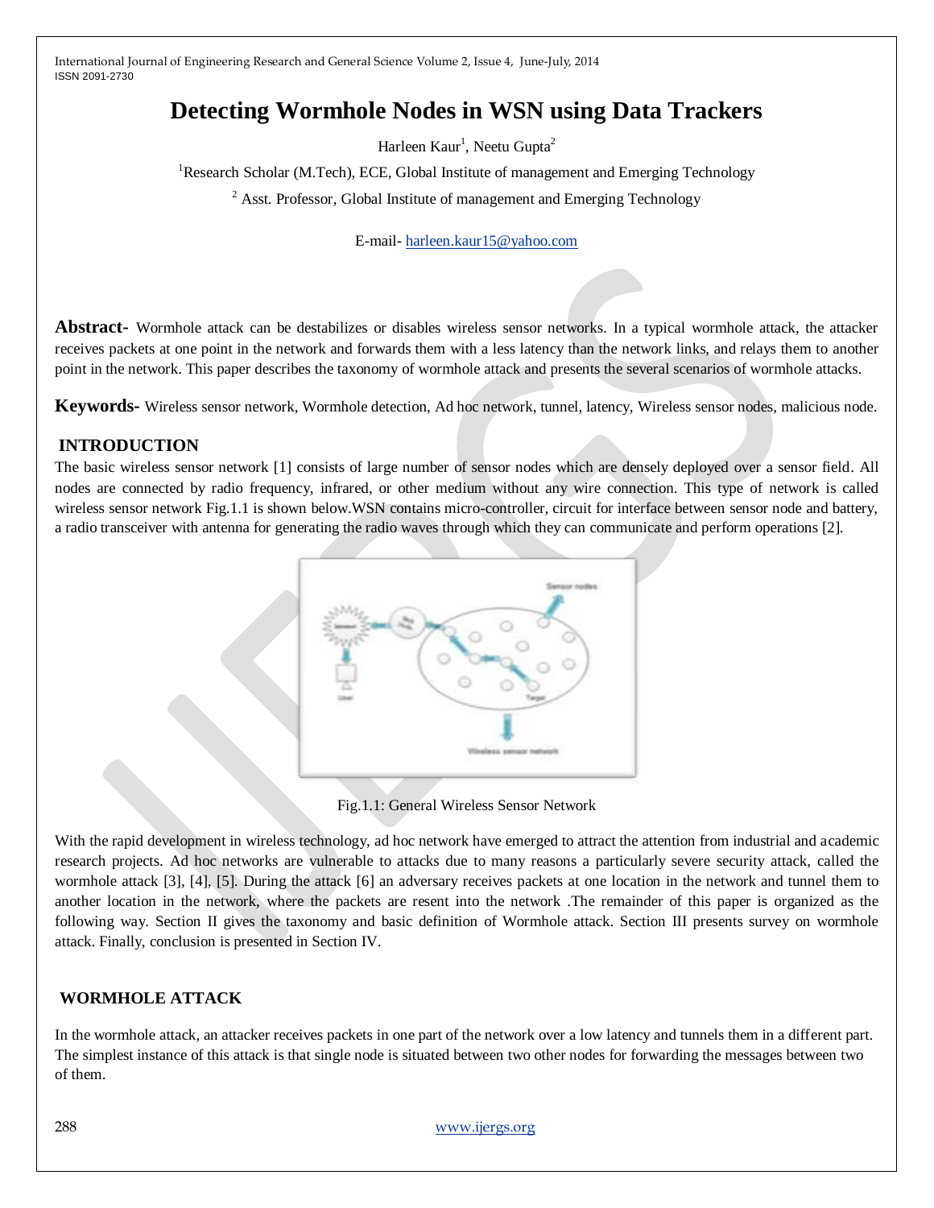# Detecting Wormhole Nodes in WSN using Data Trackers

Harleen Kaur[1], Neetu Gupta[2]

[1]Research Scholar (M.Tech), ECE, Global Institute of management and Emerging Technology

[2] Asst. Professor, Global Institute of management and Emerging Technology

E-mail- harleen.kaur15@yahoo.com

**Abstract-** Wormhole attack can be destabilizes or disables wireless sensor networks. In a typical wormhole attack, the attacker receives packets at one point in the network and forwards them with a less latency than the network links, and relays them to another point in the network. This paper describes the taxonomy of wormhole attack and presents the several scenarios of wormhole attacks.

**Keywords-** Wireless sensor network, Wormhole detection, Ad hoc network, tunnel, latency, Wireless sensor nodes, malicious node.

## INTRODUCTION

The basic wireless sensor network [1] consists of large number of sensor nodes which are densely deployed over a sensor field. All nodes are connected by radio frequency, infrared, or other medium without any wire connection. This type of network is called wireless sensor network Fig.1.1 is shown below.WSN contains micro-controller, circuit for interface between sensor node and battery, a radio transceiver with antenna for generating the radio waves through which they can communicate and perform operations [2].

Fig.1.1: General Wireless Sensor Network

With the rapid development in wireless technology, ad hoc network have emerged to attract the attention from industrial and academic research projects. Ad hoc networks are vulnerable to attacks due to many reasons a particularly severe security attack, called the wormhole attack [3], [4], [5]. During the attack [6] an adversary receives packets at one location in the network and tunnel them to another location in the network, where the packets are resent into the network .The remainder of this paper is organized as the following way. Section II gives the taxonomy and basic definition of Wormhole attack. Section III presents survey on wormhole attack. Finally, conclusion is presented in Section IV.

## WORMHOLE ATTACK

In the wormhole attack, an attacker receives packets in one part of the network over a low latency and tunnels them in a different part. The simplest instance of this attack is that single node is situated between two other nodes for forwarding the messages between two of them.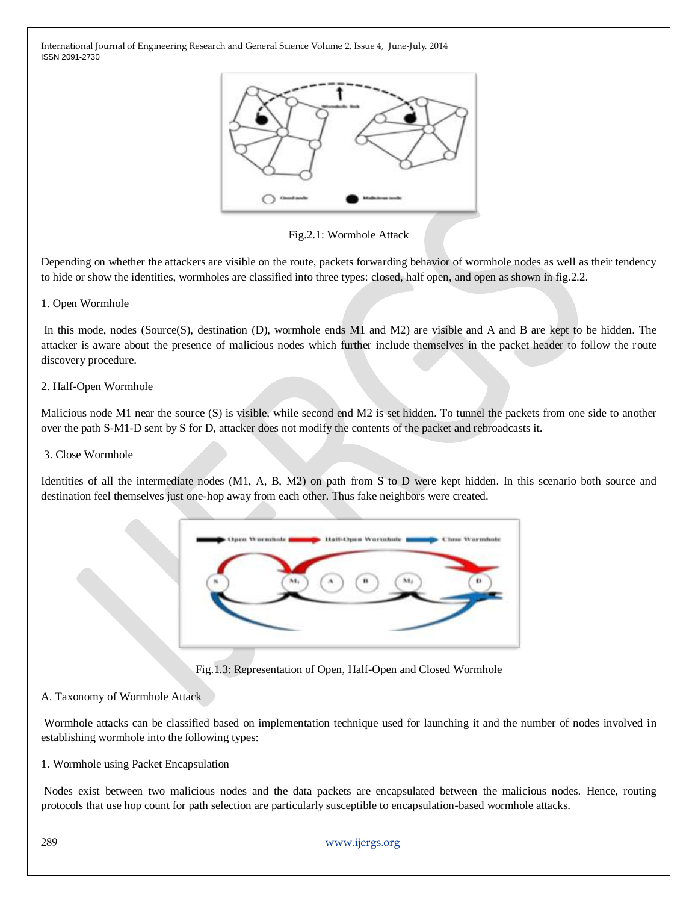Fig.2.1: Wormhole Attack

Depending on whether the attackers are visible on the route, packets forwarding behavior of wormhole nodes as well as their tendency to hide or show the identities, wormholes are classified into three types: closed, half open, and open as shown in fig.2.2.

1. Open Wormhole

In this mode, nodes (Source(S), destination (D), wormhole ends M1 and M2) are visible and A and B are kept to be hidden. The attacker is aware about the presence of malicious nodes which further include themselves in the packet header to follow the route discovery procedure.

2. Half-Open Wormhole

Malicious node M1 near the source (S) is visible, while second end M2 is set hidden. To tunnel the packets from one side to another over the path S-M1-D sent by S for D, attacker does not modify the contents of the packet and rebroadcasts it.

3. Close Wormhole

Identities of all the intermediate nodes (M1, A, B, M2) on path from S to D were kept hidden. In this scenario both source and destination feel themselves just one-hop away from each other. Thus fake neighbors were created.

Fig.1.3: Representation of Open, Half-Open and Closed Wormhole

A. Taxonomy of Wormhole Attack

Wormhole attacks can be classified based on implementation technique used for launching it and the number of nodes involved in establishing wormhole into the following types:

1. Wormhole using Packet Encapsulation

Nodes exist between two malicious nodes and the data packets are encapsulated between the malicious nodes. Hence, routing protocols that use hop count for path selection are particularly susceptible to encapsulation-based wormhole attacks.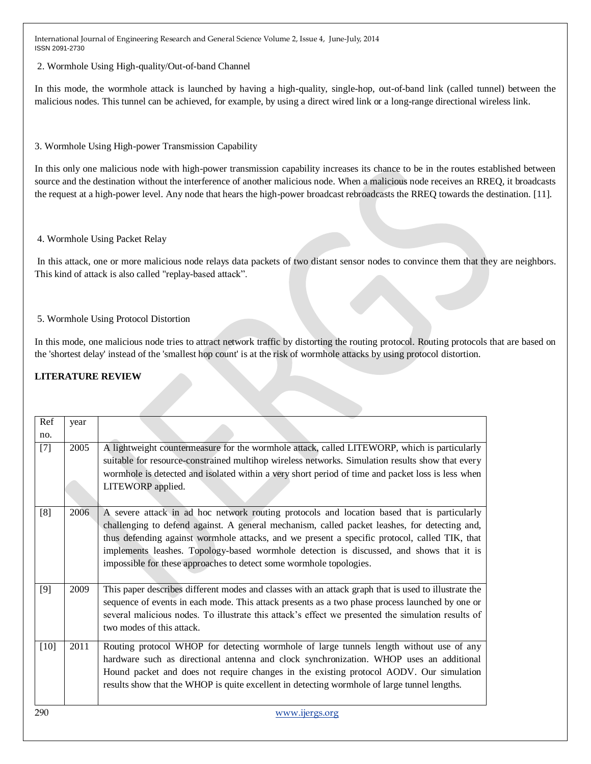2. Wormhole Using High-quality/Out-of-band Channel

In this mode, the wormhole attack is launched by having a high-quality, single-hop, out-of-band link (called tunnel) between the malicious nodes. This tunnel can be achieved, for example, by using a direct wired link or a long-range directional wireless link.

3. Wormhole Using High-power Transmission Capability

In this only one malicious node with high-power transmission capability increases its chance to be in the routes established between source and the destination without the interference of another malicious node. When a malicious node receives an RREQ, it broadcasts the request at a high-power level. Any node that hears the high-power broadcast rebroadcasts the RREQ towards the destination. [11].

4. Wormhole Using Packet Relay

In this attack, one or more malicious node relays data packets of two distant sensor nodes to convince them that they are neighbors. This kind of attack is also called "replay-based attack".

5. Wormhole Using Protocol Distortion

In this mode, one malicious node tries to attract network traffic by distorting the routing protocol. Routing protocols that are based on the 'shortest delay' instead of the 'smallest hop count' is at the risk of wormhole attacks by using protocol distortion.

**LITERATURE REVIEW**

| Ref no. | year | |
|---|---|---|
| [7] | 2005 | A lightweight countermeasure for the wormhole attack, called LITEWORP, which is particularly suitable for resource-constrained multihop wireless networks. Simulation results show that every wormhole is detected and isolated within a very short period of time and packet loss is less when LITEWORP applied. |
| [8] | 2006 | A severe attack in ad hoc network routing protocols and location based that is particularly challenging to defend against. A general mechanism, called packet leashes, for detecting and, thus defending against wormhole attacks, and we present a specific protocol, called TIK, that implements leashes. Topology-based wormhole detection is discussed, and shows that it is impossible for these approaches to detect some wormhole topologies. |
| [9] | 2009 | This paper describes different modes and classes with an attack graph that is used to illustrate the sequence of events in each mode. This attack presents as a two phase process launched by one or several malicious nodes. To illustrate this attack's effect we presented the simulation results of two modes of this attack. |
| [10] | 2011 | Routing protocol WHOP for detecting wormhole of large tunnels length without use of any hardware such as directional antenna and clock synchronization. WHOP uses an additional Hound packet and does not require changes in the existing protocol AODV. Our simulation results show that the WHOP is quite excellent in detecting wormhole of large tunnel lengths. |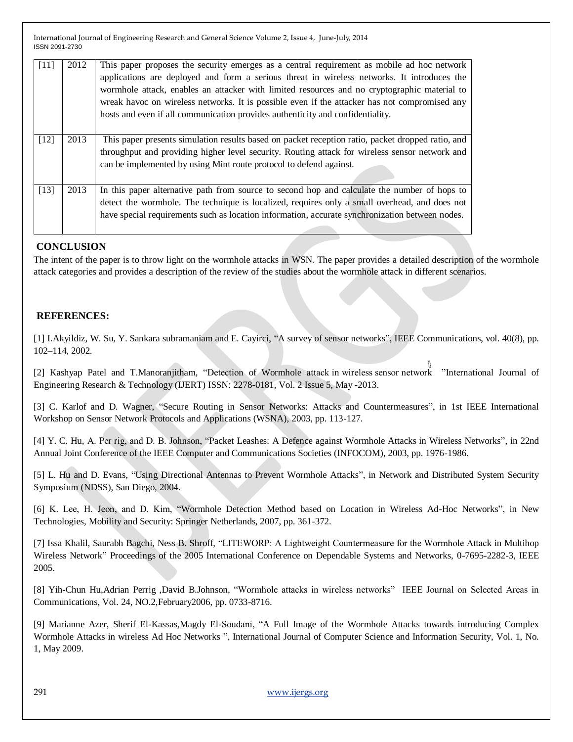| [11] | 2012 | This paper proposes the security emerges as a central requirement as mobile ad hoc network applications are deployed and form a serious threat in wireless networks. It introduces the wormhole attack, enables an attacker with limited resources and no cryptographic material to wreak havoc on wireless networks. It is possible even if the attacker has not compromised any hosts and even if all communication provides authenticity and confidentiality. |
|---|---|---|
| [12] | 2013 | This paper presents simulation results based on packet reception ratio, packet dropped ratio, and throughput and providing higher level security. Routing attack for wireless sensor network and can be implemented by using Mint route protocol to defend against. |
| [13] | 2013 | In this paper alternative path from source to second hop and calculate the number of hops to detect the wormhole. The technique is localized, requires only a small overhead, and does not have special requirements such as location information, accurate synchronization between nodes. |

## CONCLUSION

The intent of the paper is to throw light on the wormhole attacks in WSN. The paper provides a detailed description of the wormhole attack categories and provides a description of the review of the studies about the wormhole attack in different scenarios.

## REFERENCES:

[1] I.Akyildiz, W. Su, Y. Sankara subramaniam and E. Cayirci, "A survey of sensor networks", IEEE Communications, vol. 40(8), pp. 102–114, 2002.

[2] Kashyap Patel and T.Manoranjitham, "Detection of Wormhole attack in wireless sensor network "International Journal of Engineering Research & Technology (IJERT) ISSN: 2278-0181, Vol. 2 Issue 5, May -2013.

[3] C. Karlof and D. Wagner, "Secure Routing in Sensor Networks: Attacks and Countermeasures", in 1st IEEE International Workshop on Sensor Network Protocols and Applications (WSNA), 2003, pp. 113-127.

[4] Y. C. Hu, A. Per rig, and D. B. Johnson, "Packet Leashes: A Defence against Wormhole Attacks in Wireless Networks", in 22nd Annual Joint Conference of the IEEE Computer and Communications Societies (INFOCOM), 2003, pp. 1976-1986.

[5] L. Hu and D. Evans, "Using Directional Antennas to Prevent Wormhole Attacks", in Network and Distributed System Security Symposium (NDSS), San Diego, 2004.

[6] K. Lee, H. Jeon, and D. Kim, "Wormhole Detection Method based on Location in Wireless Ad-Hoc Networks", in New Technologies, Mobility and Security: Springer Netherlands, 2007, pp. 361-372.

[7] Issa Khalil, Saurabh Bagchi, Ness B. Shroff, "LITEWORP: A Lightweight Countermeasure for the Wormhole Attack in Multihop Wireless Network" Proceedings of the 2005 International Conference on Dependable Systems and Networks, 0-7695-2282-3, IEEE 2005.

[8] Yih-Chun Hu,Adrian Perrig ,David B.Johnson, "Wormhole attacks in wireless networks" IEEE Journal on Selected Areas in Communications, Vol. 24, NO.2,February2006, pp. 0733-8716.

[9] Marianne Azer, Sherif El-Kassas,Magdy El-Soudani, "A Full Image of the Wormhole Attacks towards introducing Complex Wormhole Attacks in wireless Ad Hoc Networks ", International Journal of Computer Science and Information Security, Vol. 1, No. 1, May 2009.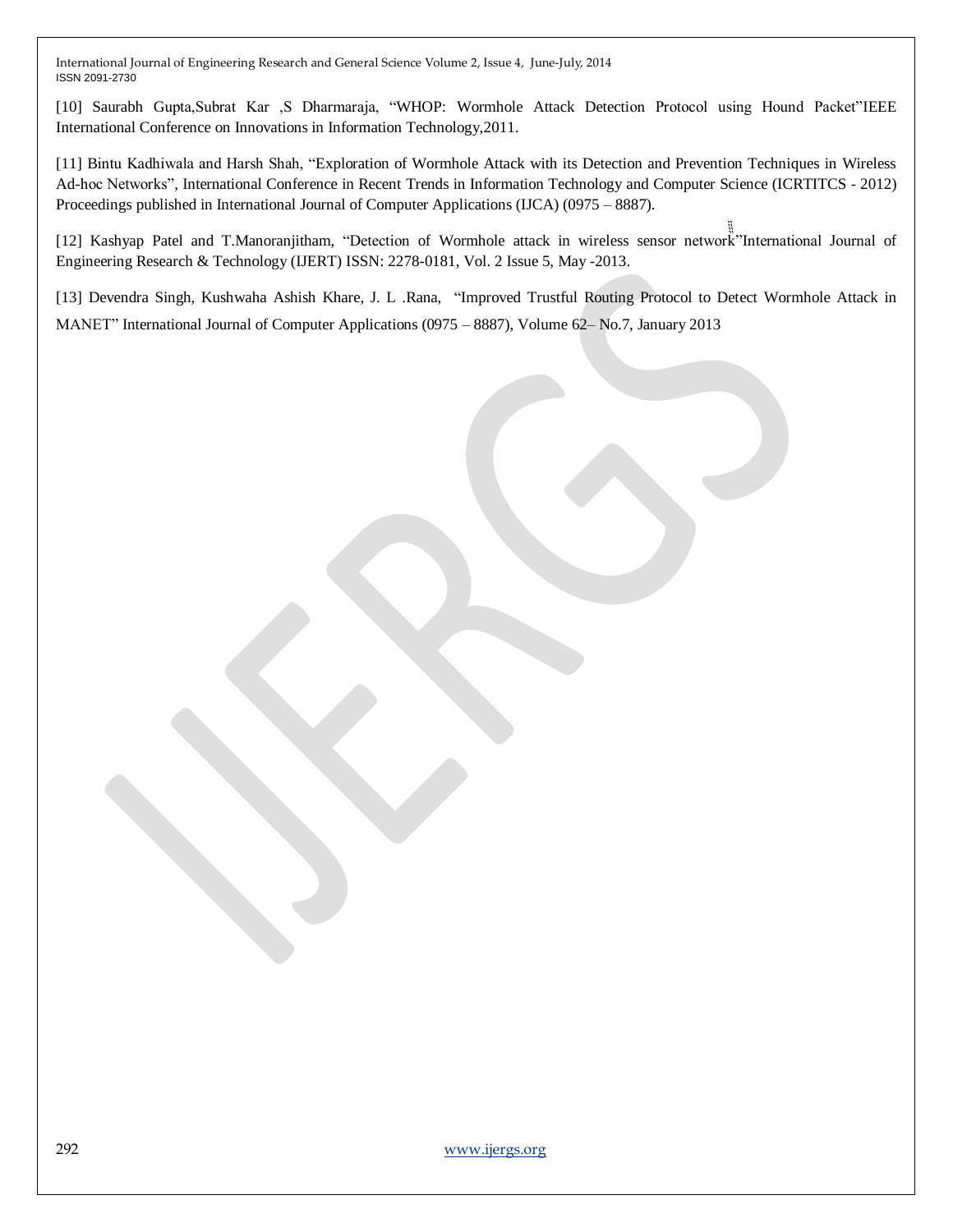[10] Saurabh Gupta,Subrat Kar ,S Dharmaraja, "WHOP: Wormhole Attack Detection Protocol using Hound Packet"IEEE International Conference on Innovations in Information Technology,2011.

[11] Bintu Kadhiwala and Harsh Shah, "Exploration of Wormhole Attack with its Detection and Prevention Techniques in Wireless Ad-hoc Networks", International Conference in Recent Trends in Information Technology and Computer Science (ICRTITCS - 2012) Proceedings published in International Journal of Computer Applications (IJCA) (0975 – 8887).

[12] Kashyap Patel and T.Manoranjitham, "Detection of Wormhole attack in wireless sensor network"International Journal of Engineering Research & Technology (IJERT) ISSN: 2278-0181, Vol. 2 Issue 5, May -2013.

[13] Devendra Singh, Kushwaha Ashish Khare, J. L .Rana, "Improved Trustful Routing Protocol to Detect Wormhole Attack in MANET" International Journal of Computer Applications (0975 – 8887), Volume 62– No.7, January 2013